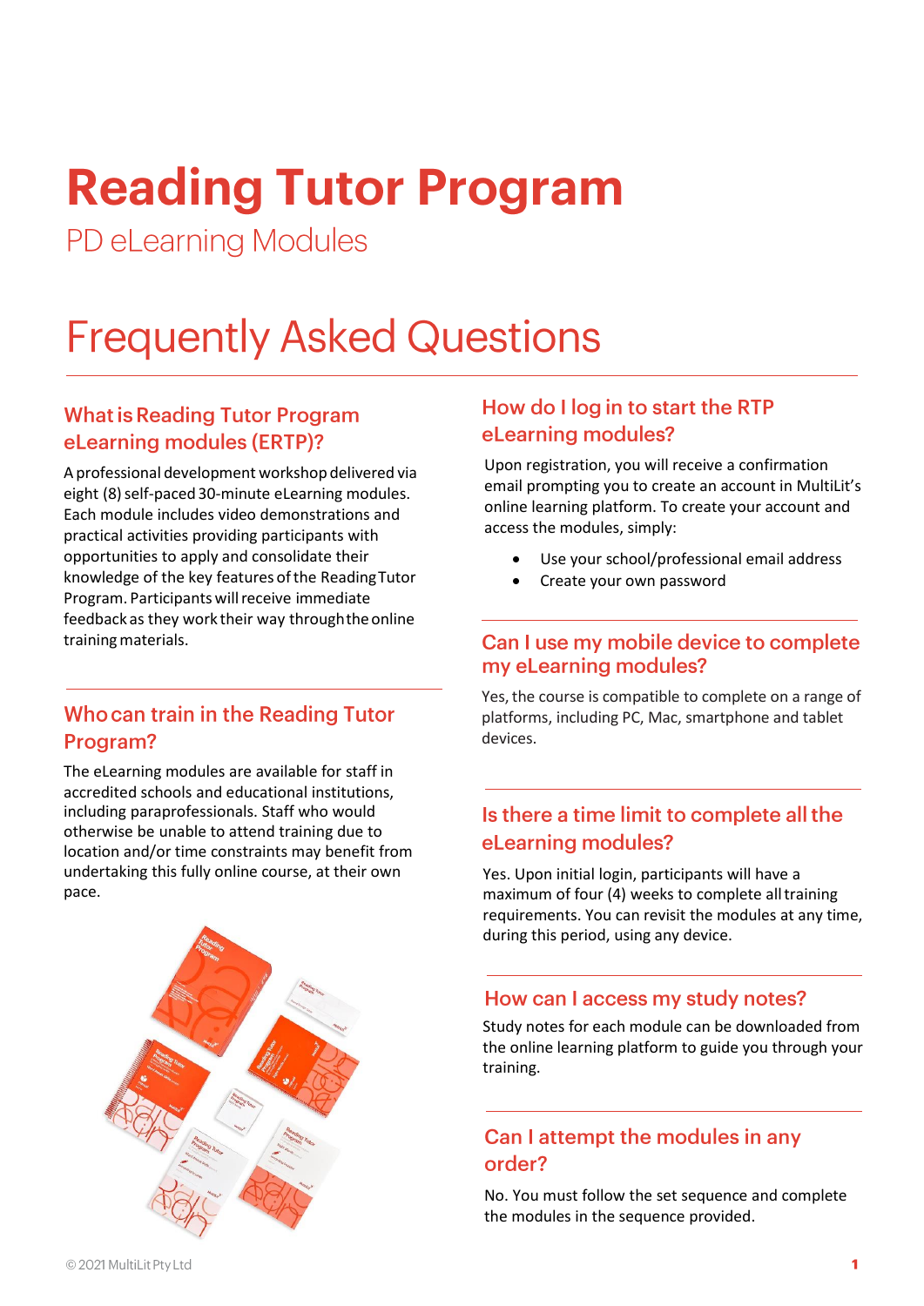# Reading Tutor Program

PD eLearning Modules

## Frequently Asked Questions

### What is Reading Tutor Program eLearning modules (ERTP)?

A professional development workshop delivered via eight (8) self-paced 30-minute eLearning modules. Each module includes video demonstrations and practical activities providing participants with opportunities to apply and consolidate their knowledge of the key features of the Reading Tutor Program. Participants will receive immediate feedback as they work their way through the online training materials.

### Who can train in the Reading Tutor Program?

The eLearning modules are available for staff in accredited schools and educational institutions, including paraprofessionals. Staff who would otherwise be unable to attend training due to location and/or time constraints may benefit from undertaking this fully online course, at their own pace.

### How do I log in to start the RTP eLearning modules?

Upon registration, you will receive a confirmation email prompting you to create an account in MultiLit's online learning platform. To create your account and access the modules, simply:

- Use your school/professional email address
- Create your own password

### Can I use my mobile device to complete my eLearning modules?

Yes, the course is compatible to complete on a range of platforms, including PC, Mac, smartphone and tablet devices.

### Is there a time limit to complete all the eLearning modules?

Yes. Upon initial login, participants will have a maximum of four (4) weeks to complete all training requirements. You can revisit the modules at any time, during this period, using any device.

### How can I access my study notes?

Study notes for each module can be downloaded from the online learning platform to guide you through your training.

### Can I attempt the modules in any order?

No. You must follow the set sequence and complete the modules in the sequence provided.

© 2021 MultiLit Pty Ltd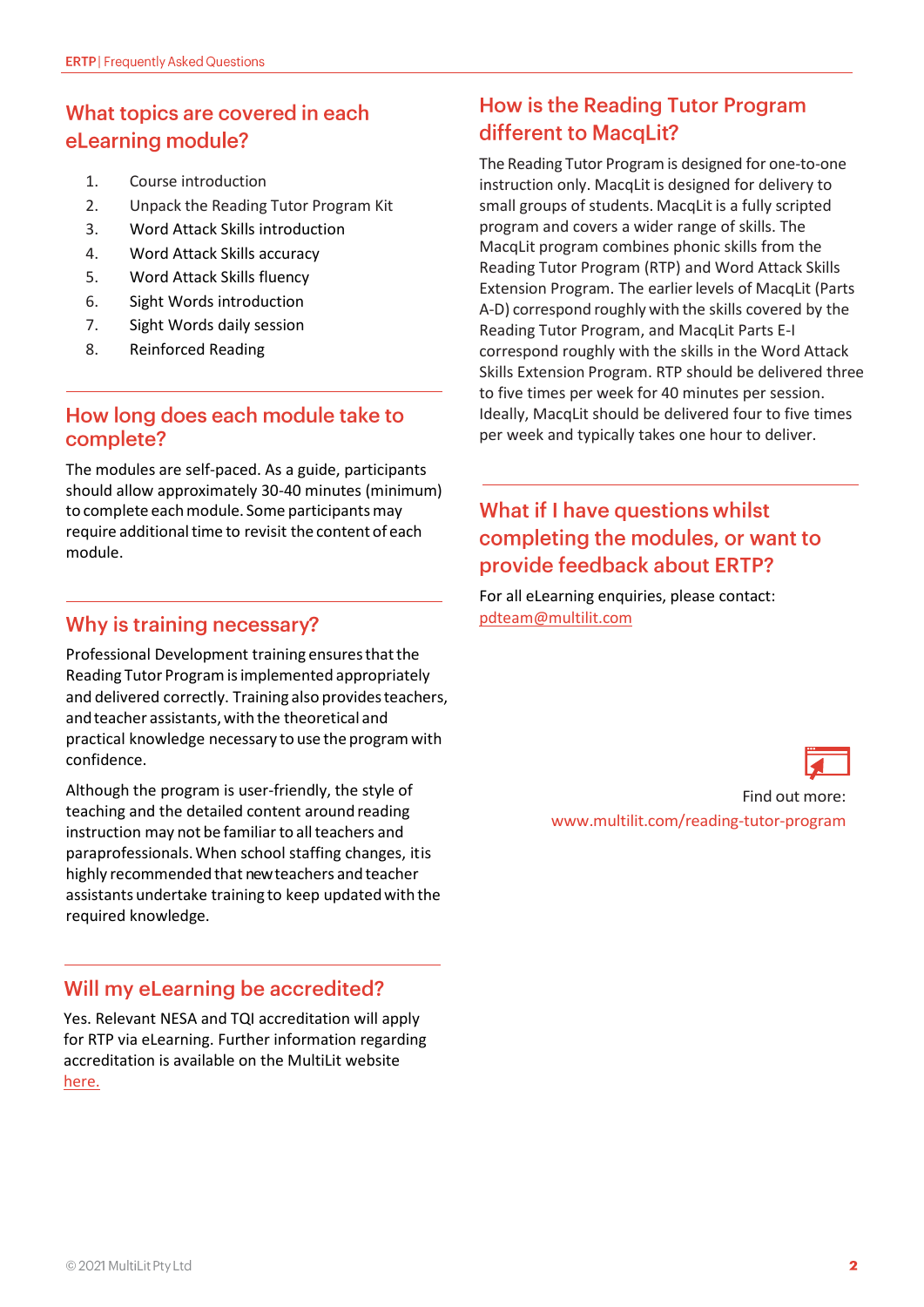## What topics are covered in each eLearning module?

1. Course introduction
2. Unpack the Reading Tutor Program Kit
3. Word Attack Skills introduction
4. Word Attack Skills accuracy
5. Word Attack Skills fluency
6. Sight Words introduction
7. Sight Words daily session
8. Reinforced Reading

## How long does each module take to complete?

The modules are self-paced. As a guide, participants should allow approximately 30-40 minutes (minimum) to complete each module. Some participants may require additional time to revisit the content of each module.

## Why is training necessary?

Professional Development training ensures that the Reading Tutor Program is implemented appropriately and delivered correctly. Training also provides teachers, and teacher assistants, with the theoretical and practical knowledge necessary to use the program with confidence.

Although the program is user-friendly, the style of teaching and the detailed content around reading instruction may not be familiar to all teachers and paraprofessionals. When school staffing changes, it is highly recommended that new teachers and teacher assistants undertake training to keep updated with the required knowledge.

## Will my eLearning be accredited?

Yes. Relevant NESA and TQI accreditation will apply for RTP via eLearning. Further information regarding accreditation is available on the MultiLit website here.

## How is the Reading Tutor Program different to MacqLit?

The Reading Tutor Program is designed for one-to-one instruction only. MacqLit is designed for delivery to small groups of students. MacqLit is a fully scripted program and covers a wider range of skills. The MacqLit program combines phonic skills from the Reading Tutor Program (RTP) and Word Attack Skills Extension Program. The earlier levels of MacqLit (Parts A-D) correspond roughly with the skills covered by the Reading Tutor Program, and MacqLit Parts E-I correspond roughly with the skills in the Word Attack Skills Extension Program. RTP should be delivered three to five times per week for 40 minutes per session. Ideally, MacqLit should be delivered four to five times per week and typically takes one hour to deliver.

## What if I have questions whilst completing the modules, or want to provide feedback about ERTP?

For all eLearning enquiries, please contact:
pdteam@multilit.com

Find out more:
www.multilit.com/reading-tutor-program